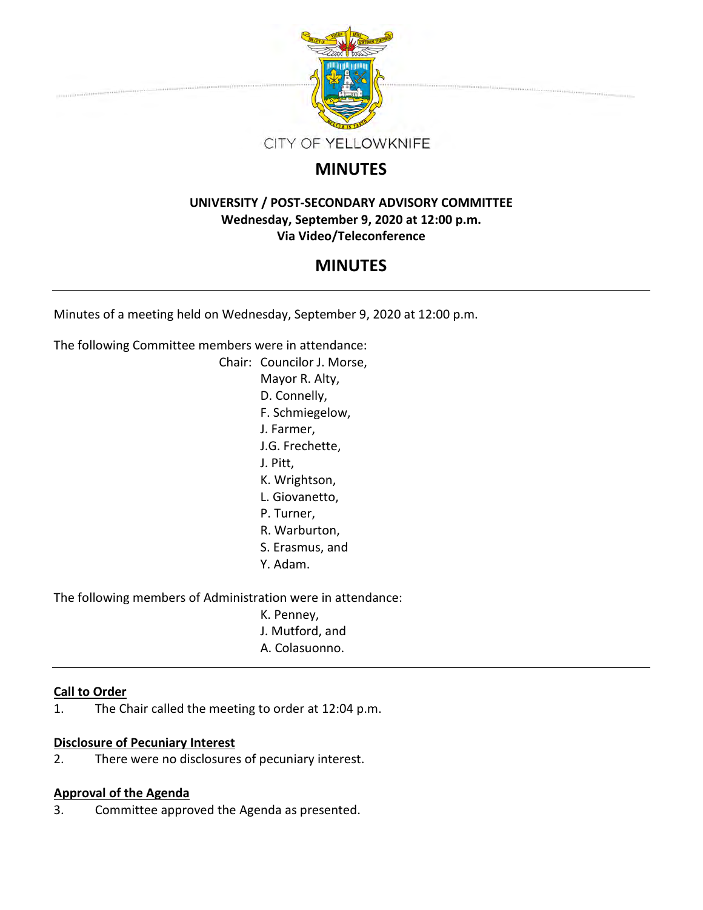CITY OF YELLOWKNIFE

# MINUTES

**UNIVERSITY / POST-SECONDARY ADVISORY COMMITTEE**
**Wednesday, September 9, 2020 at 12:00 p.m.**
**Via Video/Teleconference**

# MINUTES

---

Minutes of a meeting held on Wednesday, September 9, 2020 at 12:00 p.m.

The following Committee members were in attendance:

Chair: Councilor J. Morse,
Mayor R. Alty,
D. Connelly,
F. Schmiegelow,
J. Farmer,
J.G. Frechette,
J. Pitt,
K. Wrightson,
L. Giovanetto,
P. Turner,
R. Warburton,
S. Erasmus, and
Y. Adam.

The following members of Administration were in attendance:

K. Penney,
J. Mutford, and
A. Colasuonno.

---

**Call to Order**

1. The Chair called the meeting to order at 12:04 p.m.

**Disclosure of Pecuniary Interest**

2. There were no disclosures of pecuniary interest.

**Approval of the Agenda**

3. Committee approved the Agenda as presented.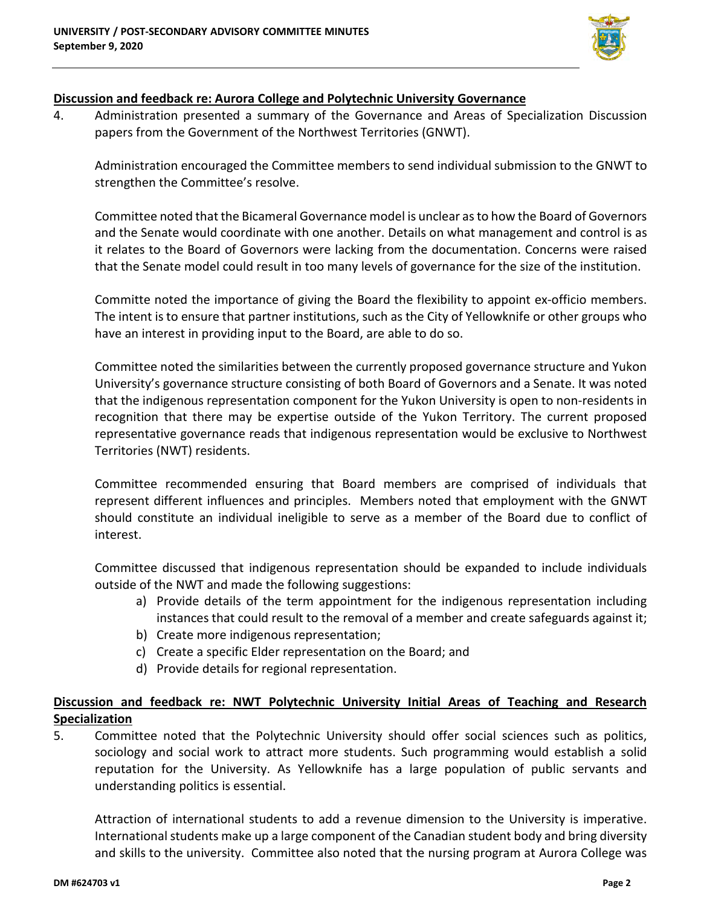**Discussion and feedback re: Aurora College and Polytechnic University Governance**

4. Administration presented a summary of the Governance and Areas of Specialization Discussion papers from the Government of the Northwest Territories (GNWT).

   Administration encouraged the Committee members to send individual submission to the GNWT to strengthen the Committee's resolve.

   Committee noted that the Bicameral Governance model is unclear as to how the Board of Governors and the Senate would coordinate with one another. Details on what management and control is as it relates to the Board of Governors were lacking from the documentation. Concerns were raised that the Senate model could result in too many levels of governance for the size of the institution.

   Committe noted the importance of giving the Board the flexibility to appoint ex-officio members. The intent is to ensure that partner institutions, such as the City of Yellowknife or other groups who have an interest in providing input to the Board, are able to do so.

   Committee noted the similarities between the currently proposed governance structure and Yukon University's governance structure consisting of both Board of Governors and a Senate. It was noted that the indigenous representation component for the Yukon University is open to non-residents in recognition that there may be expertise outside of the Yukon Territory. The current proposed representative governance reads that indigenous representation would be exclusive to Northwest Territories (NWT) residents.

   Committee recommended ensuring that Board members are comprised of individuals that represent different influences and principles. Members noted that employment with the GNWT should constitute an individual ineligible to serve as a member of the Board due to conflict of interest.

   Committee discussed that indigenous representation should be expanded to include individuals outside of the NWT and made the following suggestions:

   a) Provide details of the term appointment for the indigenous representation including instances that could result to the removal of a member and create safeguards against it;
   b) Create more indigenous representation;
   c) Create a specific Elder representation on the Board; and
   d) Provide details for regional representation.

**Discussion and feedback re: NWT Polytechnic University Initial Areas of Teaching and Research Specialization**

5. Committee noted that the Polytechnic University should offer social sciences such as politics, sociology and social work to attract more students. Such programming would establish a solid reputation for the University. As Yellowknife has a large population of public servants and understanding politics is essential.

   Attraction of international students to add a revenue dimension to the University is imperative. International students make up a large component of the Canadian student body and bring diversity and skills to the university. Committee also noted that the nursing program at Aurora College was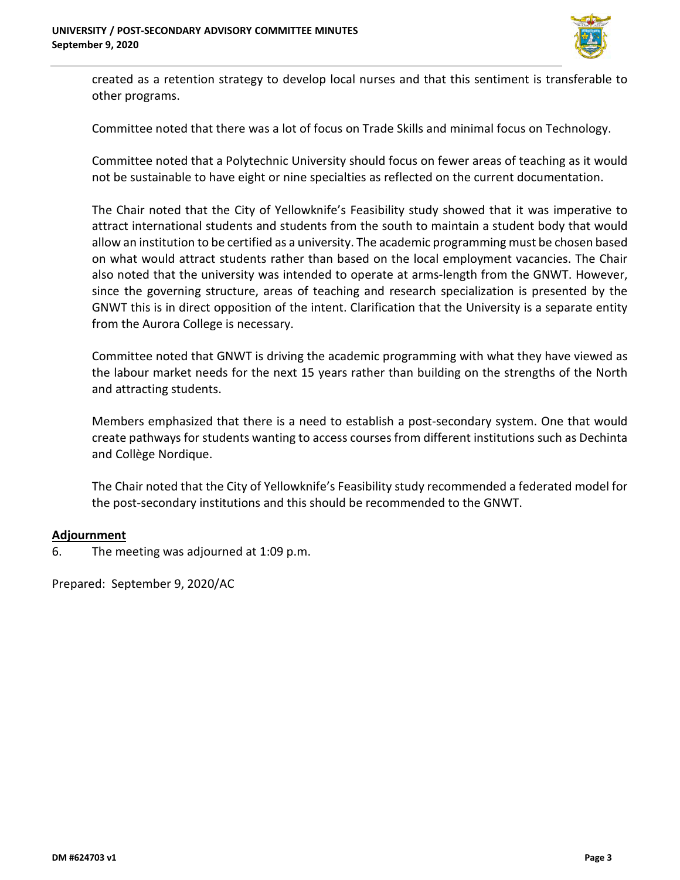created as a retention strategy to develop local nurses and that this sentiment is transferable to other programs.

Committee noted that there was a lot of focus on Trade Skills and minimal focus on Technology.

Committee noted that a Polytechnic University should focus on fewer areas of teaching as it would not be sustainable to have eight or nine specialties as reflected on the current documentation.

The Chair noted that the City of Yellowknife's Feasibility study showed that it was imperative to attract international students and students from the south to maintain a student body that would allow an institution to be certified as a university. The academic programming must be chosen based on what would attract students rather than based on the local employment vacancies. The Chair also noted that the university was intended to operate at arms-length from the GNWT. However, since the governing structure, areas of teaching and research specialization is presented by the GNWT this is in direct opposition of the intent. Clarification that the University is a separate entity from the Aurora College is necessary.

Committee noted that GNWT is driving the academic programming with what they have viewed as the labour market needs for the next 15 years rather than building on the strengths of the North and attracting students.

Members emphasized that there is a need to establish a post-secondary system. One that would create pathways for students wanting to access courses from different institutions such as Dechinta and Collège Nordique.

The Chair noted that the City of Yellowknife's Feasibility study recommended a federated model for the post-secondary institutions and this should be recommended to the GNWT.

**Adjournment**

6. The meeting was adjourned at 1:09 p.m.

Prepared: September 9, 2020/AC